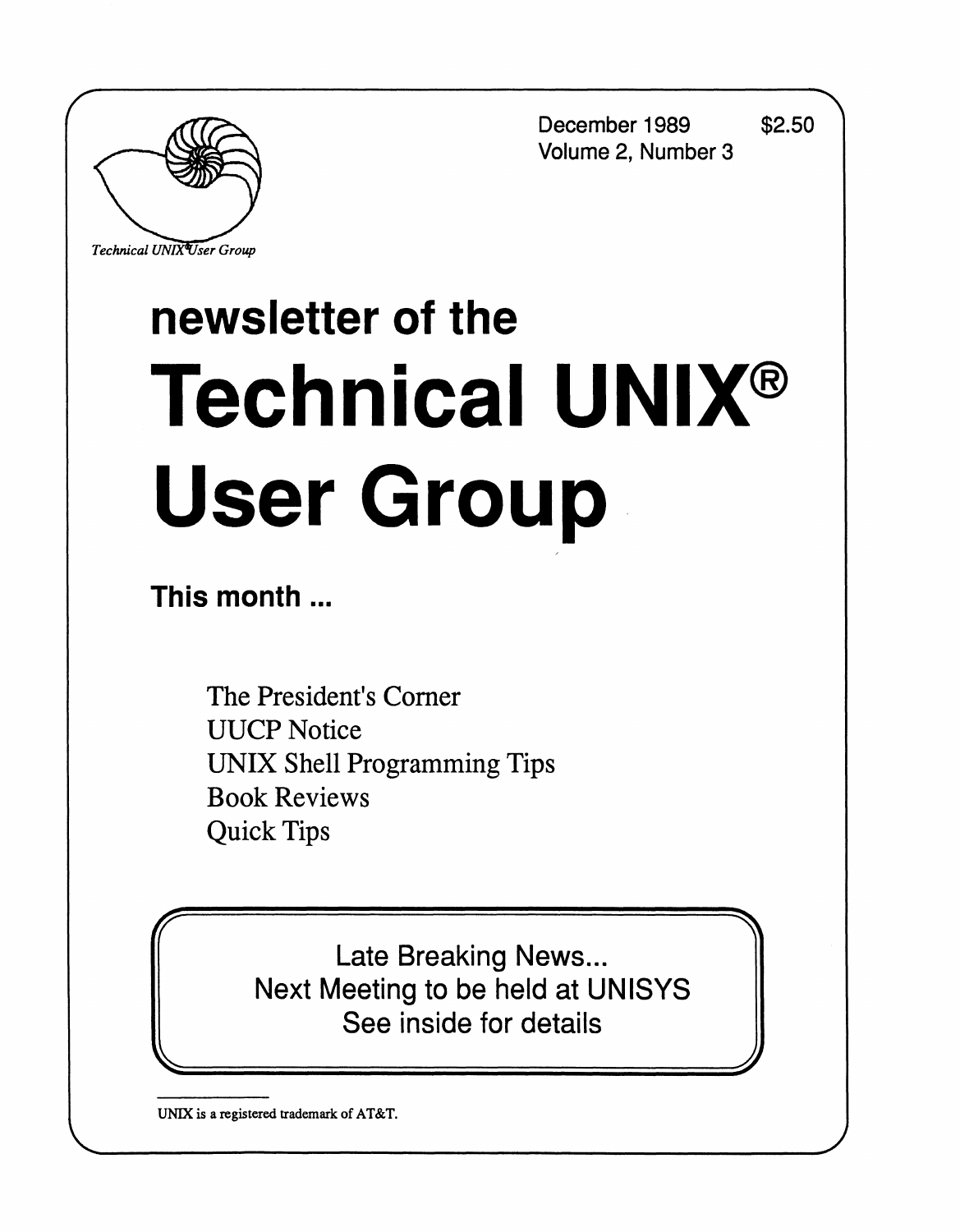Technical UNIX User Group

December 1989 $2.50
Volume 2, Number 3

# newsletter of the Technical UNIX® User Group

**This month ...**

The President's Corner
UUCP Notice
UNIX Shell Programming Tips
Book Reviews
Quick Tips

Late Breaking News...
Next Meeting to be held at UNISYS
See inside for details

UNIX is a registered trademark of AT&T.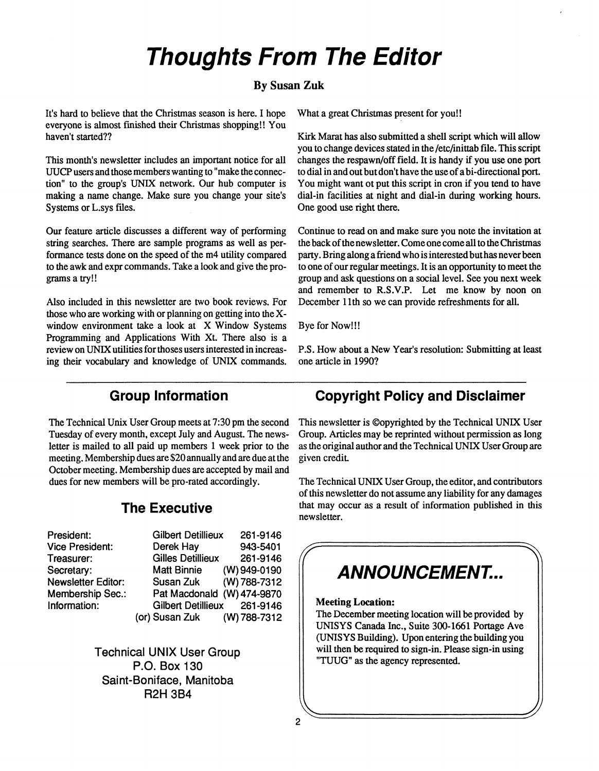# Thoughts From The Editor

**By Susan Zuk**

It's hard to believe that the Christmas season is here. I hope everyone is almost finished their Christmas shopping!! You haven't started??

This month's newsletter includes an important notice for all UUCP users and those members wanting to "make the connection" to the group's UNIX network. Our hub computer is making a name change. Make sure you change your site's Systems or L.sys files.

Our feature article discusses a different way of performing string searches. There are sample programs as well as performance tests done on the speed of the m4 utility compared to the awk and expr commands. Take a look and give the programs a try!!

Also included in this newsletter are two book reviews. For those who are working with or planning on getting into the X-window environment take a look at X Window Systems Programming and Applications With Xt. There also is a review on UNIX utilities for thoses users interested in increasing their vocabulary and knowledge of UNIX commands. What a great Christmas present for you!!

Kirk Marat has also submitted a shell script which will allow you to change devices stated in the /etc/inittab file. This script changes the respawn/off field. It is handy if you use one port to dial in and out but don't have the use of a bi-directional port. You might want ot put this script in cron if you tend to have dial-in facilities at night and dial-in during working hours. One good use right there.

Continue to read on and make sure you note the invitation at the back of the newsletter. Come one come all to the Christmas party. Bring along a friend who is interested but has never been to one of our regular meetings. It is an opportunity to meet the group and ask questions on a social level. See you next week and remember to R.S.V.P. Let me know by noon on December 11th so we can provide refreshments for all.

Bye for Now!!!

P.S. How about a New Year's resolution: Submitting at least one article in 1990?

## Group Information

The Technical Unix User Group meets at 7:30 pm the second Tuesday of every month, except July and August. The newsletter is mailed to all paid up members 1 week prior to the meeting. Membership dues are $20 annually and are due at the October meeting. Membership dues are accepted by mail and dues for new members will be pro-rated accordingly.

## The Executive

| | | |
|---|---|---|
| President: | Gilbert Detillieux | 261-9146 |
| Vice President: | Derek Hay | 943-5401 |
| Treasurer: | Gilles Detillieux | 261-9146 |
| Secretary: | Matt Binnie | (W) 949-0190 |
| Newsletter Editor: | Susan Zuk | (W) 788-7312 |
| Membership Sec.: | Pat Macdonald | (W) 474-9870 |
| Information: | Gilbert Detillieux | 261-9146 |
| | (or) Susan Zuk | (W) 788-7312 |

Technical UNIX User Group
P.O. Box 130
Saint-Boniface, Manitoba
R2H 3B4

## Copyright Policy and Disclaimer

This newsletter is ©opyrighted by the Technical UNIX User Group. Articles may be reprinted without permission as long as the original author and the Technical UNIX User Group are given credit.

The Technical UNIX User Group, the editor, and contributors of this newsletter do not assume any liability for any damages that may occur as a result of information published in this newsletter.

## *ANNOUNCEMENT...*

**Meeting Location:**
The December meeting location will be provided by UNISYS Canada Inc., Suite 300-1661 Portage Ave (UNISYS Building). Upon entering the building you will then be required to sign-in. Please sign-in using "TUUG" as the agency represented.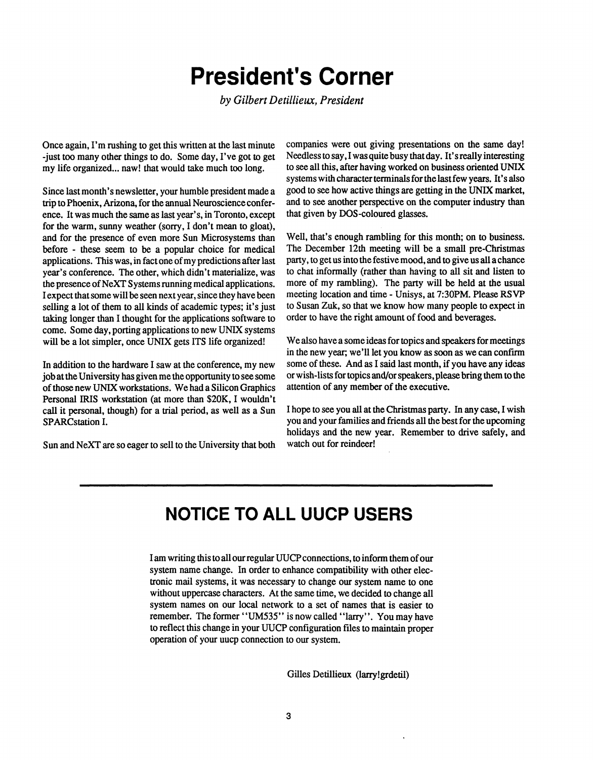# President's Corner

*by Gilbert Detillieux, President*

Once again, I'm rushing to get this written at the last minute -just too many other things to do. Some day, I've got to get my life organized... naw! that would take much too long.

Since last month's newsletter, your humble president made a trip to Phoenix, Arizona, for the annual Neuroscience conference. It was much the same as last year's, in Toronto, except for the warm, sunny weather (sorry, I don't mean to gloat), and for the presence of even more Sun Microsystems than before - these seem to be a popular choice for medical applications. This was, in fact one of my predictions after last year's conference. The other, which didn't materialize, was the presence of NeXT Systems running medical applications. I expect that some will be seen next year, since they have been selling a lot of them to all kinds of academic types; it's just taking longer than I thought for the applications software to come. Some day, porting applications to new UNIX systems will be a lot simpler, once UNIX gets ITS life organized!

In addition to the hardware I saw at the conference, my new job at the University has given me the opportunity to see some of those new UNIX workstations. We had a Silicon Graphics Personal IRIS workstation (at more than $20K, I wouldn't call it personal, though) for a trial period, as well as a Sun SPARCstation I.

Sun and NeXT are so eager to sell to the University that both companies were out giving presentations on the same day! Needless to say, I was quite busy that day. It's really interesting to see all this, after having worked on business oriented UNIX systems with character terminals for the last few years. It's also good to see how active things are getting in the UNIX market, and to see another perspective on the computer industry than that given by DOS-coloured glasses.

Well, that's enough rambling for this month; on to business. The December 12th meeting will be a small pre-Christmas party, to get us into the festive mood, and to give us all a chance to chat informally (rather than having to all sit and listen to more of my rambling). The party will be held at the usual meeting location and time - Unisys, at 7:30PM. Please RSVP to Susan Zuk, so that we know how many people to expect in order to have the right amount of food and beverages.

We also have a some ideas for topics and speakers for meetings in the new year; we'll let you know as soon as we can confirm some of these. And as I said last month, if you have any ideas or wish-lists for topics and/or speakers, please bring them to the attention of any member of the executive.

I hope to see you all at the Christmas party. In any case, I wish you and your families and friends all the best for the upcoming holidays and the new year. Remember to drive safely, and watch out for reindeer!

# NOTICE TO ALL UUCP USERS

I am writing this to all our regular UUCP connections, to inform them of our system name change. In order to enhance compatibility with other electronic mail systems, it was necessary to change our system name to one without uppercase characters. At the same time, we decided to change all system names on our local network to a set of names that is easier to remember. The former "UM535" is now called "larry". You may have to reflect this change in your UUCP configuration files to maintain proper operation of your uucp connection to our system.

Gilles Detillieux (larry!grdetil)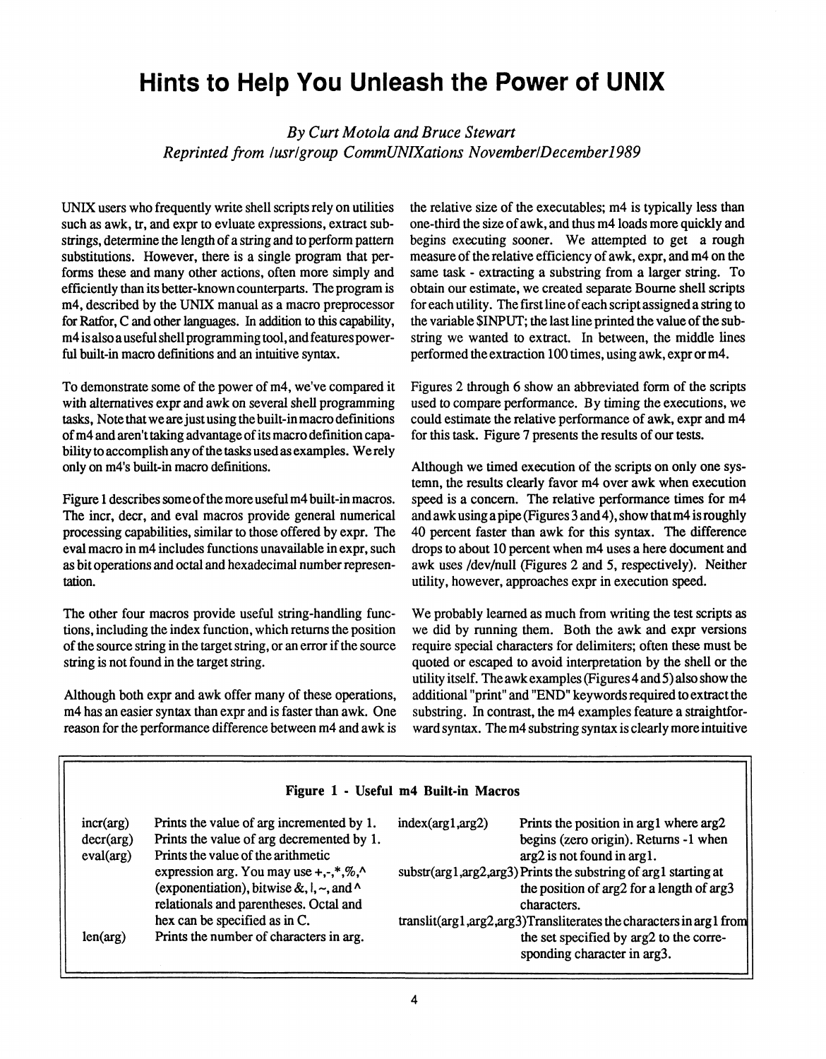# Hints to Help You Unleash the Power of UNIX

*By Curt Motola and Bruce Stewart*
*Reprinted from /usr/group CommUNIXations November/December 1989*

UNIX users who frequently write shell scripts rely on utilities such as awk, tr, and expr to evluate expressions, extract substrings, determine the length of a string and to perform pattern substitutions. However, there is a single program that performs these and many other actions, often more simply and efficiently than its better-known counterparts. The program is m4, described by the UNIX manual as a macro preprocessor for Ratfor, C and other languages. In addition to this capability, m4 is also a useful shell programming tool, and features powerful built-in macro definitions and an intuitive syntax.

To demonstrate some of the power of m4, we've compared it with alternatives expr and awk on several shell programming tasks, Note that we are just using the built-in macro definitions of m4 and aren't taking advantage of its macro definition capability to accomplish any of the tasks used as examples. We rely only on m4's built-in macro definitions.

Figure 1 describes some of the more useful m4 built-in macros. The incr, decr, and eval macros provide general numerical processing capabilities, similar to those offered by expr. The eval macro in m4 includes functions unavailable in expr, such as bit operations and octal and hexadecimal number representation.

The other four macros provide useful string-handling functions, including the index function, which returns the position of the source string in the target string, or an error if the source string is not found in the target string.

Although both expr and awk offer many of these operations, m4 has an easier syntax than expr and is faster than awk. One reason for the performance difference between m4 and awk is the relative size of the executables; m4 is typically less than one-third the size of awk, and thus m4 loads more quickly and begins executing sooner. We attempted to get a rough measure of the relative efficiency of awk, expr, and m4 on the same task - extracting a substring from a larger string. To obtain our estimate, we created separate Bourne shell scripts for each utility. The first line of each script assigned a string to the variable $INPUT; the last line printed the value of the substring we wanted to extract. In between, the middle lines performed the extraction 100 times, using awk, expr or m4.

Figures 2 through 6 show an abbreviated form of the scripts used to compare performance. By timing the executions, we could estimate the relative performance of awk, expr and m4 for this task. Figure 7 presents the results of our tests.

Although we timed execution of the scripts on only one systemn, the results clearly favor m4 over awk when execution speed is a concern. The relative performance times for m4 and awk using a pipe (Figures 3 and 4), show that m4 is roughly 40 percent faster than awk for this syntax. The difference drops to about 10 percent when m4 uses a here document and awk uses /dev/null (Figures 2 and 5, respectively). Neither utility, however, approaches expr in execution speed.

We probably learned as much from writing the test scripts as we did by running them. Both the awk and expr versions require special characters for delimiters; often these must be quoted or escaped to avoid interpretation by the shell or the utility itself. The awk examples (Figures 4 and 5) also show the additional "print" and "END" keywords required to extract the substring. In contrast, the m4 examples feature a straightforward syntax. The m4 substring syntax is clearly more intuitive

**Figure 1 - Useful m4 Built-in Macros**

| Macro | Description |
|---|---|
| incr(arg) | Prints the value of arg incremented by 1. |
| decr(arg) | Prints the value of arg decremented by 1. |
| eval(arg) | Prints the value of the arithmetic expression arg. You may use +,-,*,%,^ (exponentiation), bitwise &, \|, ~, and ^ relationals and parentheses. Octal and hex can be specified as in C. |
| len(arg) | Prints the number of characters in arg. |
| index(arg1,arg2) | Prints the position in arg1 where arg2 begins (zero origin). Returns -1 when arg2 is not found in arg1. |
| substr(arg1,arg2,arg3) | Prints the substring of arg1 starting at the position of arg2 for a length of arg3 characters. |
| translit(arg1,arg2,arg3) | Transliterates the characters in arg1 from the set specified by arg2 to the corresponding character in arg3. |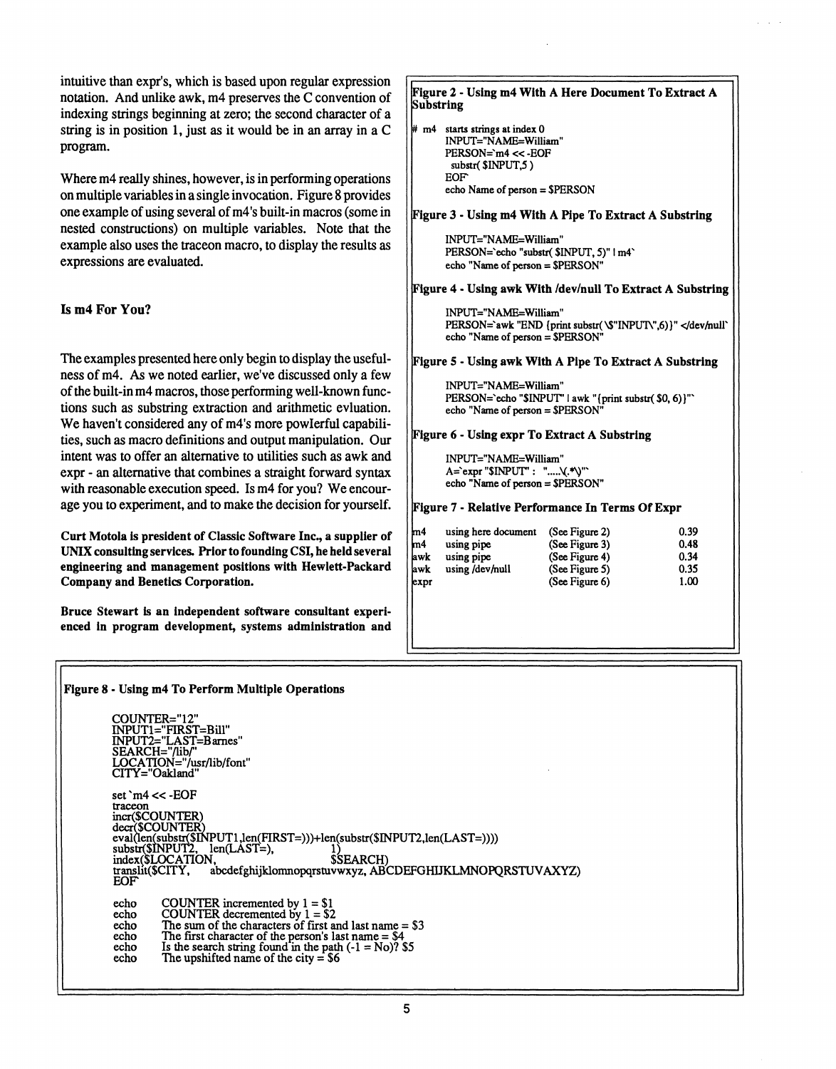intuitive than expr's, which is based upon regular expression notation. And unlike awk, m4 preserves the C convention of indexing strings beginning at zero; the second character of a string is in position 1, just as it would be in an array in a C program.

Where m4 really shines, however, is in performing operations on multiple variables in a single invocation. Figure 8 provides one example of using several of m4's built-in macros (some in nested constructions) on multiple variables. Note that the example also uses the traceon macro, to display the results as expressions are evaluated.

### Is m4 For You?

The examples presented here only begin to display the usefulness of m4. As we noted earlier, we've discussed only a few of the built-in m4 macros, those performing well-known functions such as substring extraction and arithmetic evluation. We haven't considered any of m4's more powlerful capabilities, such as macro definitions and output manipulation. Our intent was to offer an alternative to utilities such as awk and expr - an alternative that combines a straight forward syntax with reasonable execution speed. Is m4 for you? We encourage you to experiment, and to make the decision for yourself.

**Curt Motola is president of Classic Software Inc., a supplier of UNIX consulting services. Prior to founding CSI, he held several engineering and management positions with Hewlett-Packard Company and Benetics Corporation.**

**Bruce Stewart is an independent software consultant experienced in program development, systems administration and**

**Figure 2 - Using m4 With A Here Document To Extract A Substring**

```
# m4  starts strings at index 0
      INPUT="NAME=William"
      PERSON=`m4 << -EOF
        substr( $INPUT,5 )
      EOF`
      echo Name of person = $PERSON
```

**Figure 3 - Using m4 With A Pipe To Extract A Substring**

```
      INPUT="NAME=William"
      PERSON=`echo "substr( $INPUT, 5)" | m4`
      echo "Name of person = $PERSON"
```

**Figure 4 - Using awk With /dev/null To Extract A Substring**

```
      INPUT="NAME=William"
      PERSON=`awk "END {print substr( \$"INPUT\",6)}" </dev/null`
      echo "Name of person = $PERSON"
```

**Figure 5 - Using awk With A Pipe To Extract A Substring**

```
      INPUT="NAME=William"
      PERSON=`echo "$INPUT" | awk "{print substr( $0, 6)}"`
      echo "Name of person = $PERSON"
```

**Figure 6 - Using expr To Extract A Substring**

```
      INPUT="NAME=William"
      A=`expr "$INPUT" :  ".....\(.*\)"`
      echo "Name of person = $PERSON"
```

**Figure 7 - Relative Performance In Terms Of Expr**

| | | | |
|---|---|---|---|
| m4 | using here document | (See Figure 2) | 0.39 |
| m4 | using pipe | (See Figure 3) | 0.48 |
| awk | using pipe | (See Figure 4) | 0.34 |
| awk | using /dev/null | (See Figure 5) | 0.35 |
| expr | | (See Figure 6) | 1.00 |

**Figure 8 - Using m4 To Perform Multiple Operations**

```
COUNTER="12"
INPUT1="FIRST=Bill"
INPUT2="LAST=Barnes"
SEARCH="/lib/"
LOCATION="/usr/lib/font"
CITY="Oakland"

set `m4 << -EOF
traceon
incr($COUNTER)
decr($COUNTER)
eval(len(substr($INPUT1,len(FIRST=)))+len(substr($INPUT2,len(LAST=))))
substr($INPUT2,   len(LAST=),          1)
index($LOCATION,                 $SEARCH)
translit($CITY,     abcdefghijklmnopqrstuvwxyz, ABCDEFGHIJKLMNOPQRSTUVAXYZ)
EOF`

echo     COUNTER incremented by 1 = $1
echo     COUNTER decremented by 1 = $2
echo     The sum of the characters of first and last name = $3
echo     The first character of the person's last name = $4
echo     Is the search string found in the path (-1 = No)? $5
echo     The upshifted name of the city = $6
```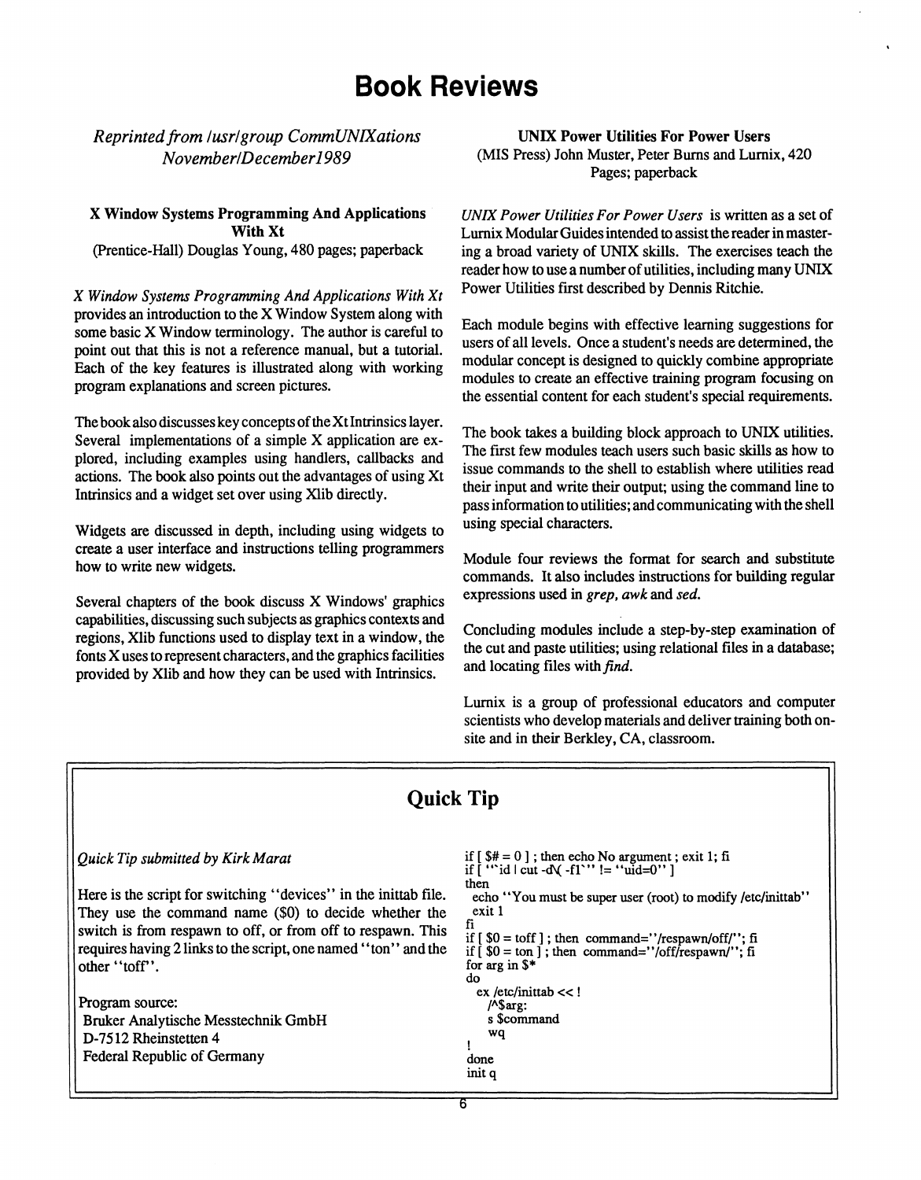# Book Reviews

*Reprinted from /usr/group CommUNIXations November/December 1989*

**X Window Systems Programming And Applications With Xt**
(Prentice-Hall) Douglas Young, 480 pages; paperback

*X Window Systems Programming And Applications With Xt* provides an introduction to the X Window System along with some basic X Window terminology. The author is careful to point out that this is not a reference manual, but a tutorial. Each of the key features is illustrated along with working program explanations and screen pictures.

The book also discusses key concepts of the Xt Intrinsics layer. Several implementations of a simple X application are explored, including examples using handlers, callbacks and actions. The book also points out the advantages of using Xt Intrinsics and a widget set over using Xlib directly.

Widgets are discussed in depth, including using widgets to create a user interface and instructions telling programmers how to write new widgets.

Several chapters of the book discuss X Windows' graphics capabilities, discussing such subjects as graphics contexts and regions, Xlib functions used to display text in a window, the fonts X uses to represent characters, and the graphics facilities provided by Xlib and how they can be used with Intrinsics.

**UNIX Power Utilities For Power Users**
(MIS Press) John Muster, Peter Burns and Lurnix, 420 Pages; paperback

*UNIX Power Utilities For Power Users* is written as a set of Lurnix Modular Guides intended to assist the reader in mastering a broad variety of UNIX skills. The exercises teach the reader how to use a number of utilities, including many UNIX Power Utilities first described by Dennis Ritchie.

Each module begins with effective learning suggestions for users of all levels. Once a student's needs are determined, the modular concept is designed to quickly combine appropriate modules to create an effective training program focusing on the essential content for each student's special requirements.

The book takes a building block approach to UNIX utilities. The first few modules teach users such basic skills as how to issue commands to the shell to establish where utilities read their input and write their output; using the command line to pass information to utilities; and communicating with the shell using special characters.

Module four reviews the format for search and substitute commands. It also includes instructions for building regular expressions used in *grep, awk* and *sed.*

Concluding modules include a step-by-step examination of the cut and paste utilities; using relational files in a database; and locating files with *find.*

Lurnix is a group of professional educators and computer scientists who develop materials and deliver training both on-site and in their Berkley, CA, classroom.

## Quick Tip

*Quick Tip submitted by Kirk Marat*

Here is the script for switching "devices" in the inittab file. They use the command name ($0) to decide whether the switch is from respawn to off, or from off to respawn. This requires having 2 links to the script, one named "ton" and the other "toff".

Program source:
Bruker Analytische Messtechnik GmbH
D-7512 Rheinstetten 4
Federal Republic of Germany

```
if [ $# = 0 ] ; then echo No argument ; exit 1; fi
if [ "`id | cut -d\( -f1`" != "uid=0" ]
then
  echo "You must be super user (root) to modify /etc/inittab"
  exit 1
fi
if [ $0 = toff ] ; then command="/respawn/off/"; fi
if [ $0 = ton ] ; then command="/off/respawn/"; fi
for arg in $*
do
  ex /etc/inittab << !
    /^$arg:
    s $command
    wq
!
done
init q
```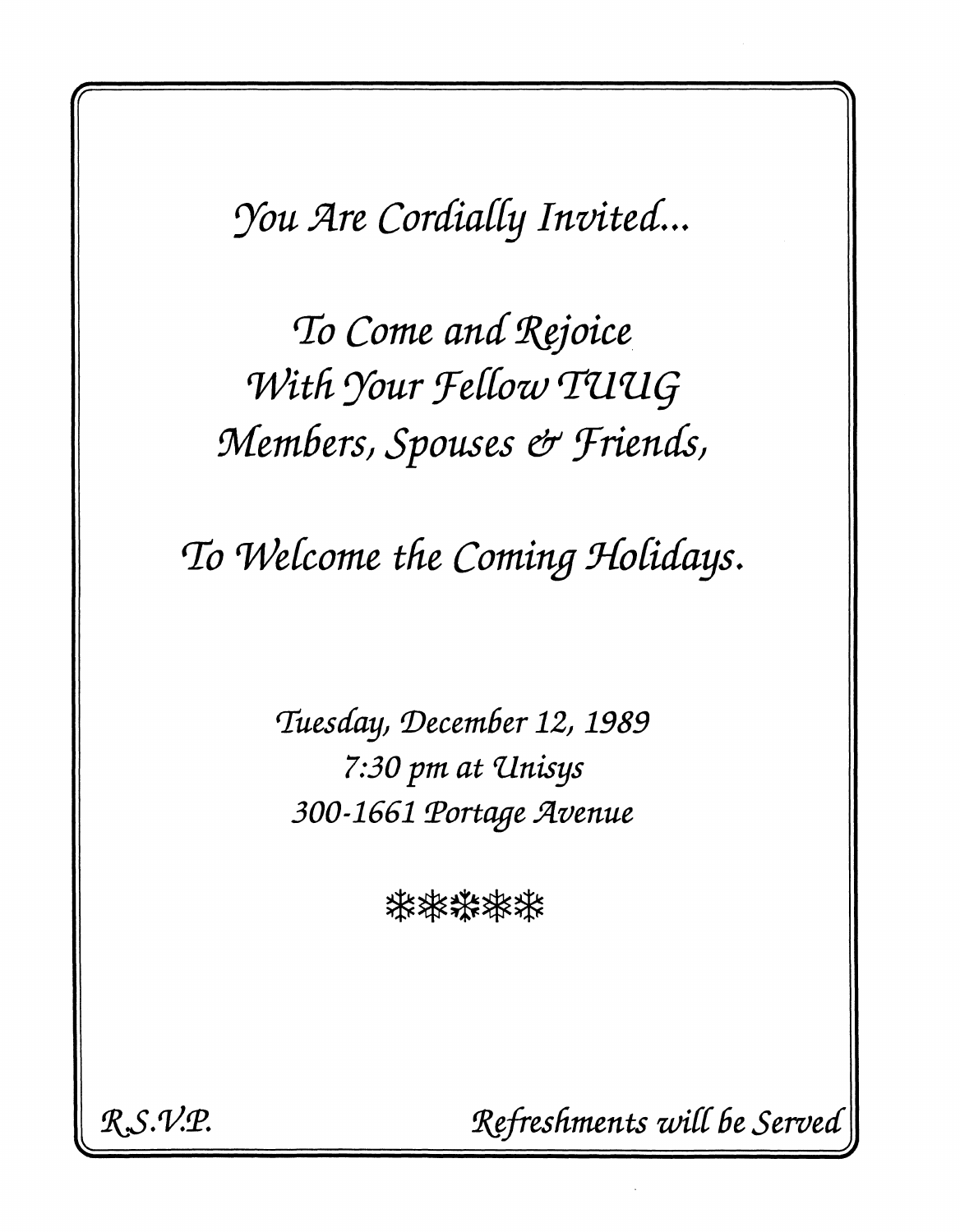*You Are Cordially Invited...*

*To Come and Rejoice*
*With Your Fellow TUUG*
*Members, Spouses & Friends,*

*To Welcome the Coming Holidays.*

*Tuesday, December 12, 1989*
*7:30 pm at Unisys*
*300-1661 Portage Avenue*

❄❄❄❄❄

*R.S.V.P.*

*Refreshments will be Served*